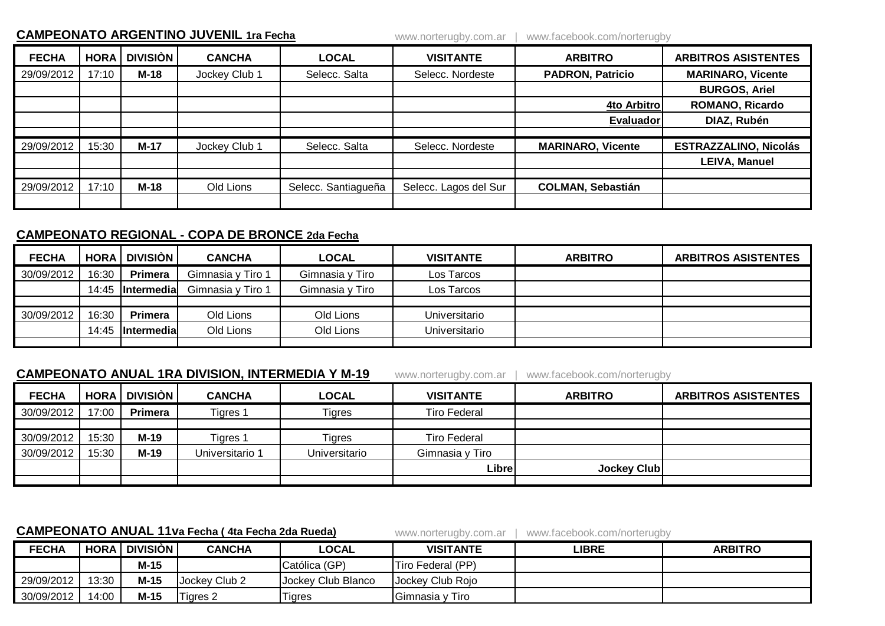## CAMPEONATO ARGENTINO JUVENIL 1ra Fecha

www.norterugby.com.ar | www.facebook.com/norterugby

| FECHA | HORA | DIVISIÒN | CANCHA | LOCAL | VISITANTE | ARBITRO | ARBITROS ASISTENTES |
|---|---|---|---|---|---|---|---|
| 29/09/2012 | 17:10 | **M-18** | Jockey Club 1 | Selecc. Salta | Selecc. Nordeste | **PADRON, Patricio** | **MARINARO, Vicente** |
| | | | | | | | **BURGOS, Ariel** |
| | | | | | | **4to Arbitro** | **ROMANO, Ricardo** |
| | | | | | | **Evaluador** | **DIAZ, Rubén** |
| | | | | | | | |
| 29/09/2012 | 15:30 | **M-17** | Jockey Club 1 | Selecc. Salta | Selecc. Nordeste | **MARINARO, Vicente** | **ESTRAZZALINO, Nicolás** |
| | | | | | | | **LEIVA, Manuel** |
| | | | | | | | |
| 29/09/2012 | 17:10 | **M-18** | Old Lions | Selecc. Santiagueña | Selecc. Lagos del Sur | **COLMAN, Sebastián** | |
| | | | | | | | |

## CAMPEONATO REGIONAL - COPA DE BRONCE 2da Fecha

| FECHA | HORA | DIVISIÒN | CANCHA | LOCAL | VISITANTE | ARBITRO | ARBITROS ASISTENTES |
|---|---|---|---|---|---|---|---|
| 30/09/2012 | 16:30 | **Primera** | Gimnasia y Tiro 1 | Gimnasia y Tiro | Los Tarcos | | |
| | 14:45 | **Intermedia** | Gimnasia y Tiro 1 | Gimnasia y Tiro | Los Tarcos | | |
| | | | | | | | |
| 30/09/2012 | 16:30 | **Primera** | Old Lions | Old Lions | Universitario | | |
| | 14:45 | **Intermedia** | Old Lions | Old Lions | Universitario | | |
| | | | | | | | |

## CAMPEONATO ANUAL 1RA DIVISION, INTERMEDIA Y M-19

www.norterugby.com.ar | www.facebook.com/norterugby

| FECHA | HORA | DIVISIÒN | CANCHA | LOCAL | VISITANTE | ARBITRO | ARBITROS ASISTENTES |
|---|---|---|---|---|---|---|---|
| 30/09/2012 | 17:00 | **Primera** | Tigres 1 | Tigres | Tiro Federal | | |
| | | | | | | | |
| 30/09/2012 | 15:30 | **M-19** | Tigres 1 | Tigres | Tiro Federal | | |
| 30/09/2012 | 15:30 | **M-19** | Universitario 1 | Universitario | Gimnasia y Tiro | | |
| | | | | | **Libre** | **Jockey Club** | |
| | | | | | | | |

## CAMPEONATO ANUAL 11va Fecha ( 4ta Fecha 2da Rueda)

www.norterugby.com.ar | www.facebook.com/norterugby

| FECHA | HORA | DIVISIÒN | CANCHA | LOCAL | VISITANTE | LIBRE | ARBITRO |
|---|---|---|---|---|---|---|---|
| | | **M-15** | | Católica (GP) | Tiro Federal (PP) | | |
| 29/09/2012 | 13:30 | **M-15** | Jockey Club 2 | Jockey Club Blanco | Jockey Club Rojo | | |
| 30/09/2012 | 14:00 | **M-15** | Tigres 2 | Tigres | Gimnasia y Tiro | | |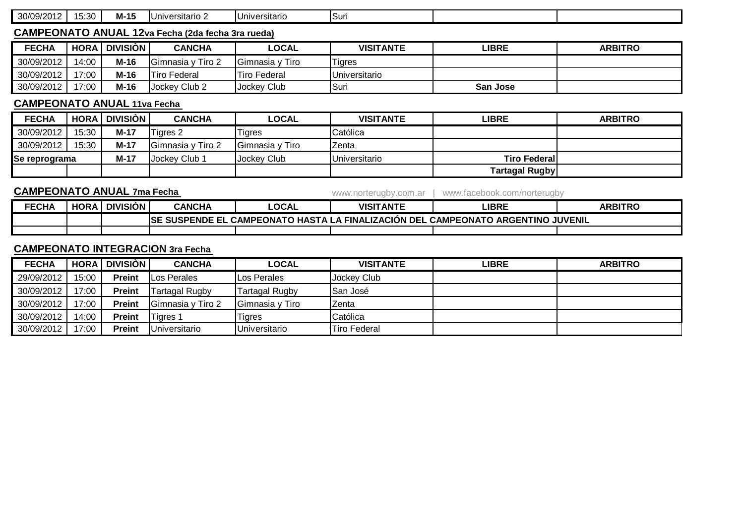| | | | | | | | |
|---|---|---|---|---|---|---|---|
| 30/09/2012 | 15:30 | **M-15** | Universitario 2 | Universitario | Suri | | |

**CAMPEONATO ANUAL 12va Fecha (2da fecha 3ra rueda)**

| FECHA | HORA | DIVISIÒN | CANCHA | LOCAL | VISITANTE | LIBRE | ARBITRO |
|---|---|---|---|---|---|---|---|
| 30/09/2012 | 14:00 | **M-16** | Gimnasia y Tiro 2 | Gimnasia y Tiro | Tigres | | |
| 30/09/2012 | 17:00 | **M-16** | Tiro Federal | Tiro Federal | Universitario | | |
| 30/09/2012 | 17:00 | **M-16** | Jockey Club 2 | Jockey Club | Suri | **San Jose** | |

**CAMPEONATO ANUAL 11va Fecha**

| FECHA | HORA | DIVISIÒN | CANCHA | LOCAL | VISITANTE | LIBRE | ARBITRO |
|---|---|---|---|---|---|---|---|
| 30/09/2012 | 15:30 | **M-17** | Tigres 2 | Tigres | Católica | | |
| 30/09/2012 | 15:30 | **M-17** | Gimnasia y Tiro 2 | Gimnasia y Tiro | Zenta | | |
| **Se reprograma** | | **M-17** | Jockey Club 1 | Jockey Club | Universitario | **Tiro Federal** | |
| | | | | | | **Tartagal Rugby** | |

**CAMPEONATO ANUAL 7ma Fecha**

www.norterugby.com.ar | www.facebook.com/norterugby

| FECHA | HORA | DIVISIÒN | CANCHA | LOCAL | VISITANTE | LIBRE | ARBITRO |
|---|---|---|---|---|---|---|---|
| | | | **SE SUSPENDE EL CAMPEONATO HASTA LA FINALIZACIÓN DEL CAMPEONATO ARGENTINO JUVENIL** | | | | |
| | | | | | | | |

**CAMPEONATO INTEGRACION 3ra Fecha**

| FECHA | HORA | DIVISIÒN | CANCHA | LOCAL | VISITANTE | LIBRE | ARBITRO |
|---|---|---|---|---|---|---|---|
| 29/09/2012 | 15:00 | **Preint** | Los Perales | Los Perales | Jockey Club | | |
| 30/09/2012 | 17:00 | **Preint** | Tartagal Rugby | Tartagal Rugby | San José | | |
| 30/09/2012 | 17:00 | **Preint** | Gimnasia y Tiro 2 | Gimnasia y Tiro | Zenta | | |
| 30/09/2012 | 14:00 | **Preint** | Tigres 1 | Tigres | Católica | | |
| 30/09/2012 | 17:00 | **Preint** | Universitario | Universitario | Tiro Federal | | |